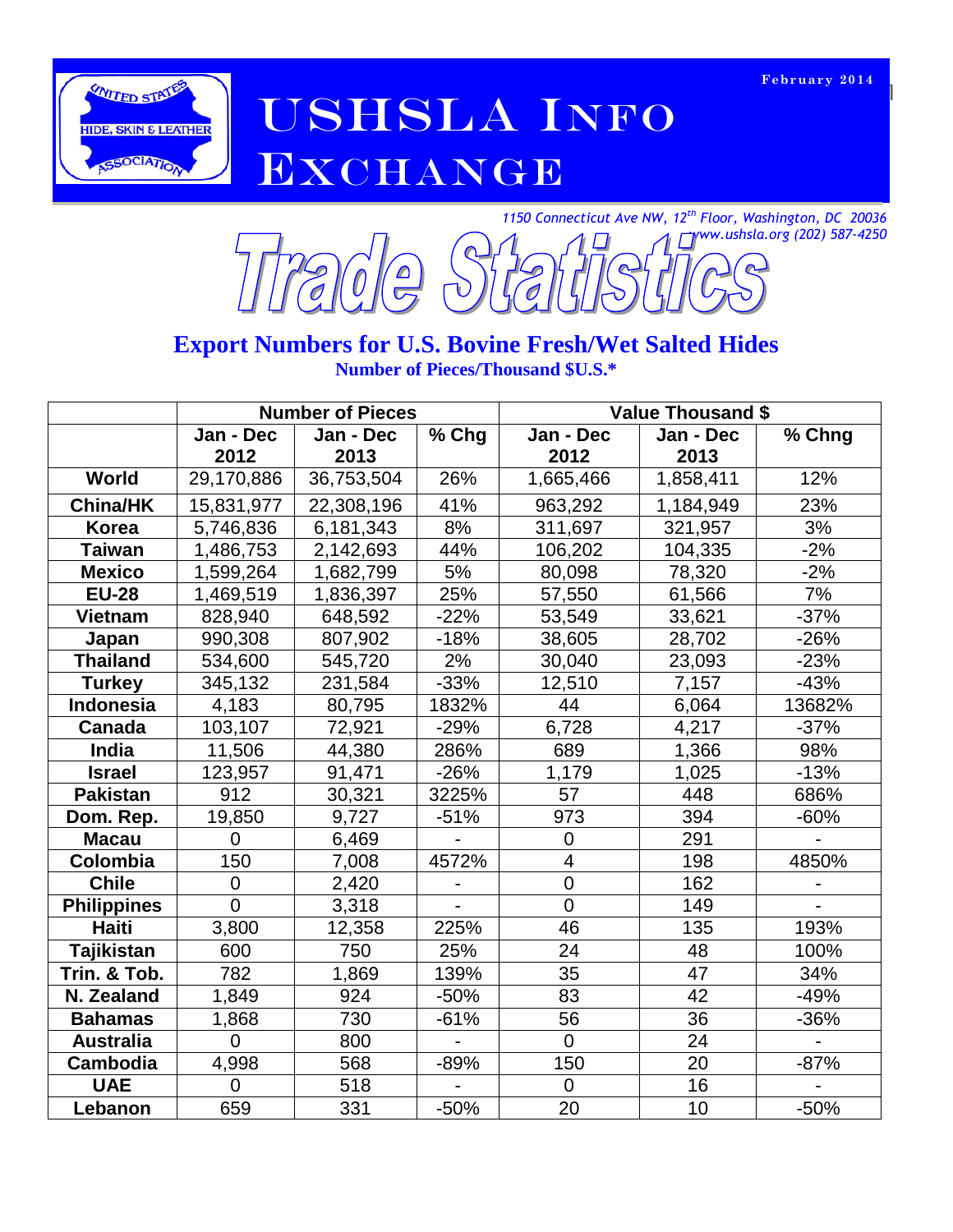February 2014

# USHSLA Info Exchange

*1150 Connecticut Ave NW, 12th Floor, Washington, DC 20036*
*www.ushsla.org (202) 587-4250*

# Trade Statistics

## Export Numbers for U.S. Bovine Fresh/Wet Salted Hides

### Number of Pieces/Thousand $U.S.*

| | Number of Pieces | | | Value Thousand $ | | |
|---|---|---|---|---|---|---|
| | Jan - Dec 2012 | Jan - Dec 2013 | % Chg | Jan - Dec 2012 | Jan - Dec 2013 | % Chng |
| **World** | 29,170,886 | 36,753,504 | 26% | 1,665,466 | 1,858,411 | 12% |
| **China/HK** | 15,831,977 | 22,308,196 | 41% | 963,292 | 1,184,949 | 23% |
| **Korea** | 5,746,836 | 6,181,343 | 8% | 311,697 | 321,957 | 3% |
| **Taiwan** | 1,486,753 | 2,142,693 | 44% | 106,202 | 104,335 | -2% |
| **Mexico** | 1,599,264 | 1,682,799 | 5% | 80,098 | 78,320 | -2% |
| **EU-28** | 1,469,519 | 1,836,397 | 25% | 57,550 | 61,566 | 7% |
| **Vietnam** | 828,940 | 648,592 | -22% | 53,549 | 33,621 | -37% |
| **Japan** | 990,308 | 807,902 | -18% | 38,605 | 28,702 | -26% |
| **Thailand** | 534,600 | 545,720 | 2% | 30,040 | 23,093 | -23% |
| **Turkey** | 345,132 | 231,584 | -33% | 12,510 | 7,157 | -43% |
| **Indonesia** | 4,183 | 80,795 | 1832% | 44 | 6,064 | 13682% |
| **Canada** | 103,107 | 72,921 | -29% | 6,728 | 4,217 | -37% |
| **India** | 11,506 | 44,380 | 286% | 689 | 1,366 | 98% |
| **Israel** | 123,957 | 91,471 | -26% | 1,179 | 1,025 | -13% |
| **Pakistan** | 912 | 30,321 | 3225% | 57 | 448 | 686% |
| **Dom. Rep.** | 19,850 | 9,727 | -51% | 973 | 394 | -60% |
| **Macau** | 0 | 6,469 | - | 0 | 291 | - |
| **Colombia** | 150 | 7,008 | 4572% | 4 | 198 | 4850% |
| **Chile** | 0 | 2,420 | - | 0 | 162 | - |
| **Philippines** | 0 | 3,318 | - | 0 | 149 | - |
| **Haiti** | 3,800 | 12,358 | 225% | 46 | 135 | 193% |
| **Tajikistan** | 600 | 750 | 25% | 24 | 48 | 100% |
| **Trin. & Tob.** | 782 | 1,869 | 139% | 35 | 47 | 34% |
| **N. Zealand** | 1,849 | 924 | -50% | 83 | 42 | -49% |
| **Bahamas** | 1,868 | 730 | -61% | 56 | 36 | -36% |
| **Australia** | 0 | 800 | - | 0 | 24 | - |
| **Cambodia** | 4,998 | 568 | -89% | 150 | 20 | -87% |
| **UAE** | 0 | 518 | - | 0 | 16 | - |
| **Lebanon** | 659 | 331 | -50% | 20 | 10 | -50% |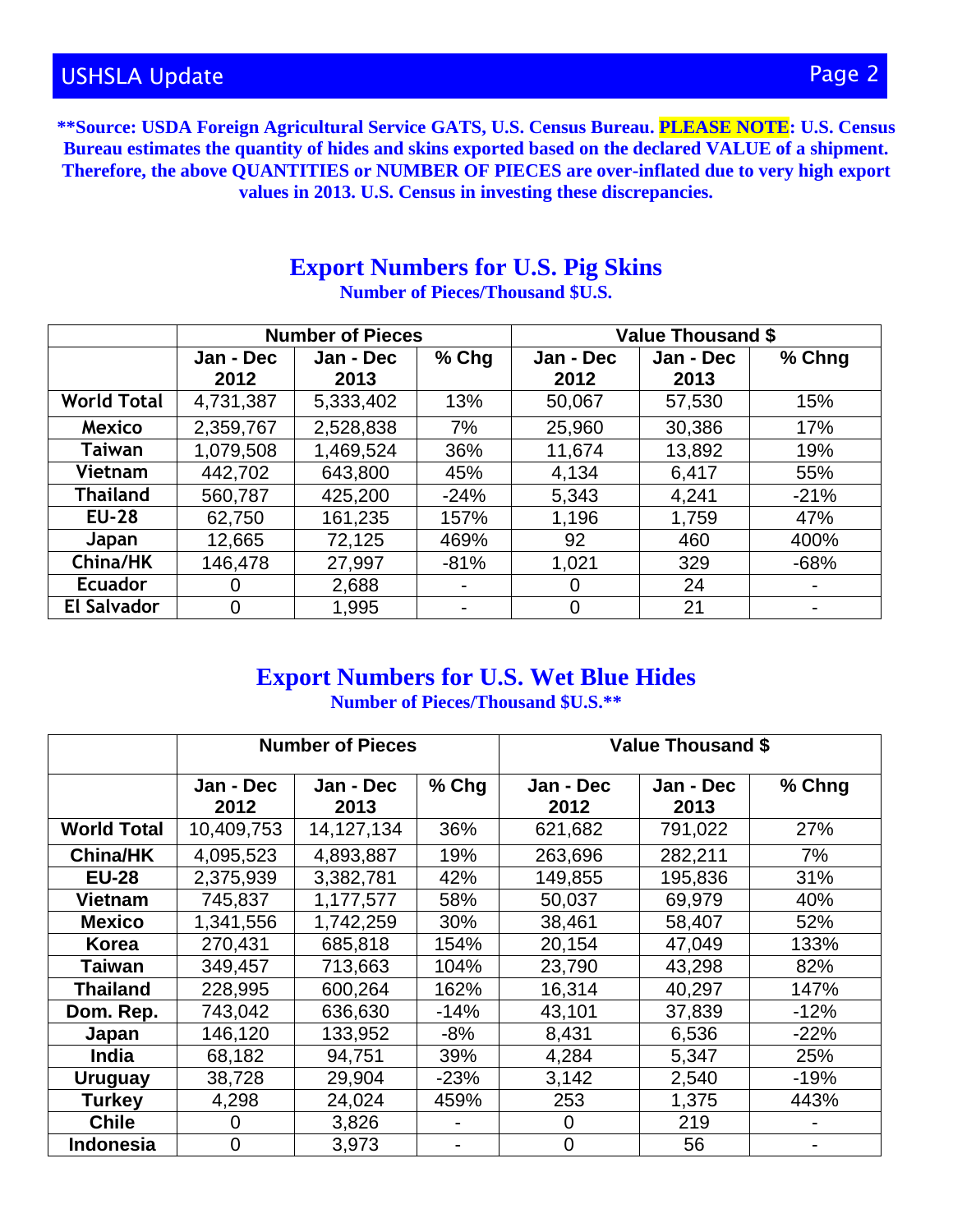**\*\*Source: USDA Foreign Agricultural Service GATS, U.S. Census Bureau. PLEASE NOTE: U.S. Census Bureau estimates the quantity of hides and skins exported based on the declared VALUE of a shipment. Therefore, the above QUANTITIES or NUMBER OF PIECES are over-inflated due to very high export values in 2013. U.S. Census in investing these discrepancies.**

## Export Numbers for U.S. Pig Skins

**Number of Pieces/Thousand $U.S.**

| | Number of Pieces | | | Value Thousand $ | | |
|---|---|---|---|---|---|---|
| | Jan - Dec 2012 | Jan - Dec 2013 | % Chg | Jan - Dec 2012 | Jan - Dec 2013 | % Chng |
| **World Total** | 4,731,387 | 5,333,402 | 13% | 50,067 | 57,530 | 15% |
| **Mexico** | 2,359,767 | 2,528,838 | 7% | 25,960 | 30,386 | 17% |
| **Taiwan** | 1,079,508 | 1,469,524 | 36% | 11,674 | 13,892 | 19% |
| **Vietnam** | 442,702 | 643,800 | 45% | 4,134 | 6,417 | 55% |
| **Thailand** | 560,787 | 425,200 | -24% | 5,343 | 4,241 | -21% |
| **EU-28** | 62,750 | 161,235 | 157% | 1,196 | 1,759 | 47% |
| **Japan** | 12,665 | 72,125 | 469% | 92 | 460 | 400% |
| **China/HK** | 146,478 | 27,997 | -81% | 1,021 | 329 | -68% |
| **Ecuador** | 0 | 2,688 | - | 0 | 24 | - |
| **El Salvador** | 0 | 1,995 | - | 0 | 21 | - |

## Export Numbers for U.S. Wet Blue Hides

**Number of Pieces/Thousand $U.S.\*\***

| | Number of Pieces | | | Value Thousand $ | | |
|---|---|---|---|---|---|---|
| | Jan - Dec 2012 | Jan - Dec 2013 | % Chg | Jan - Dec 2012 | Jan - Dec 2013 | % Chng |
| **World Total** | 10,409,753 | 14,127,134 | 36% | 621,682 | 791,022 | 27% |
| **China/HK** | 4,095,523 | 4,893,887 | 19% | 263,696 | 282,211 | 7% |
| **EU-28** | 2,375,939 | 3,382,781 | 42% | 149,855 | 195,836 | 31% |
| **Vietnam** | 745,837 | 1,177,577 | 58% | 50,037 | 69,979 | 40% |
| **Mexico** | 1,341,556 | 1,742,259 | 30% | 38,461 | 58,407 | 52% |
| **Korea** | 270,431 | 685,818 | 154% | 20,154 | 47,049 | 133% |
| **Taiwan** | 349,457 | 713,663 | 104% | 23,790 | 43,298 | 82% |
| **Thailand** | 228,995 | 600,264 | 162% | 16,314 | 40,297 | 147% |
| **Dom. Rep.** | 743,042 | 636,630 | -14% | 43,101 | 37,839 | -12% |
| **Japan** | 146,120 | 133,952 | -8% | 8,431 | 6,536 | -22% |
| **India** | 68,182 | 94,751 | 39% | 4,284 | 5,347 | 25% |
| **Uruguay** | 38,728 | 29,904 | -23% | 3,142 | 2,540 | -19% |
| **Turkey** | 4,298 | 24,024 | 459% | 253 | 1,375 | 443% |
| **Chile** | 0 | 3,826 | - | 0 | 219 | - |
| **Indonesia** | 0 | 3,973 | - | 0 | 56 | - |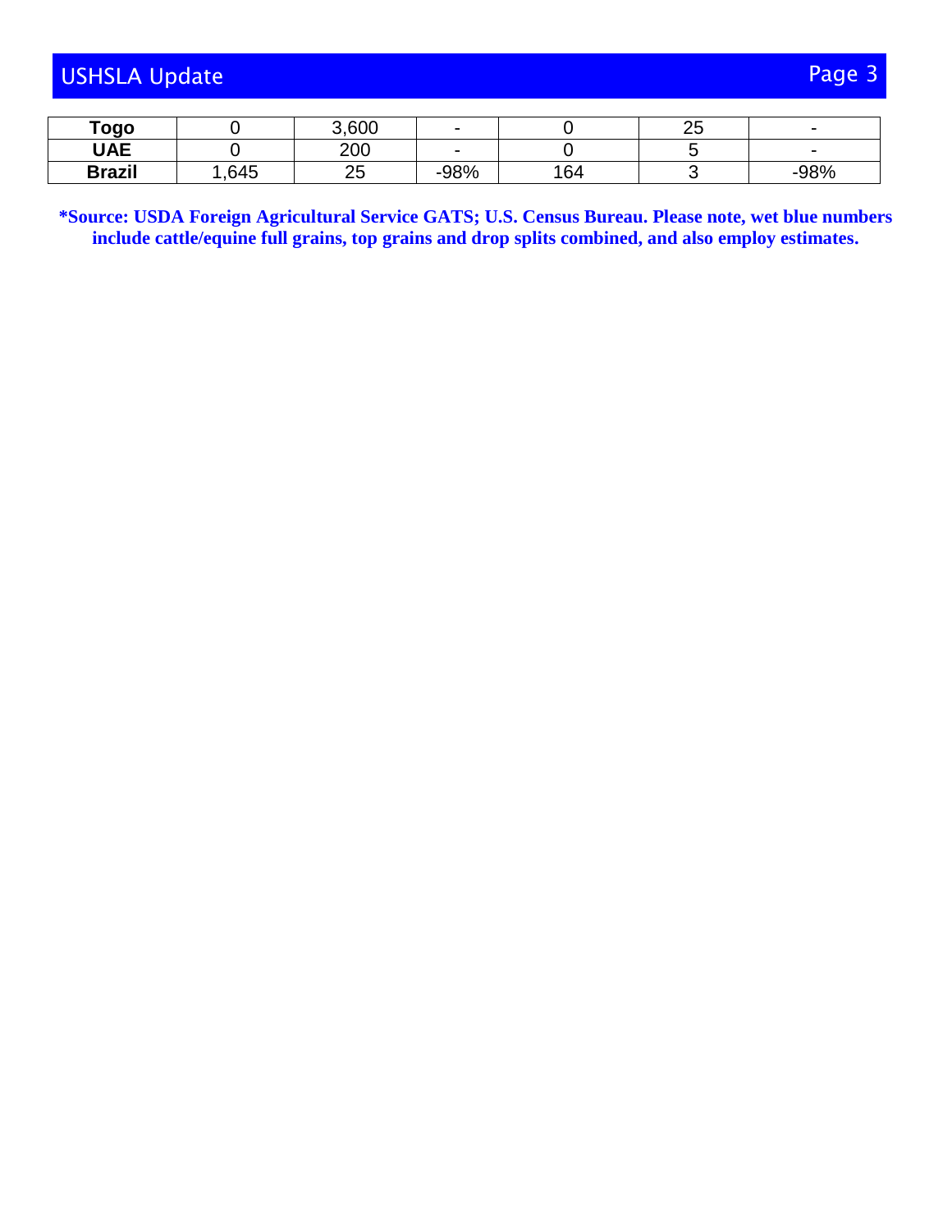| | | | | | | |
|---|---|---|---|---|---|---|
| **Togo** | 0 | 3,600 | - | 0 | 25 | - |
| **UAE** | 0 | 200 | - | 0 | 5 | - |
| **Brazil** | 1,645 | 25 | -98% | 164 | 3 | -98% |

**\*Source: USDA Foreign Agricultural Service GATS; U.S. Census Bureau. Please note, wet blue numbers include cattle/equine full grains, top grains and drop splits combined, and also employ estimates.**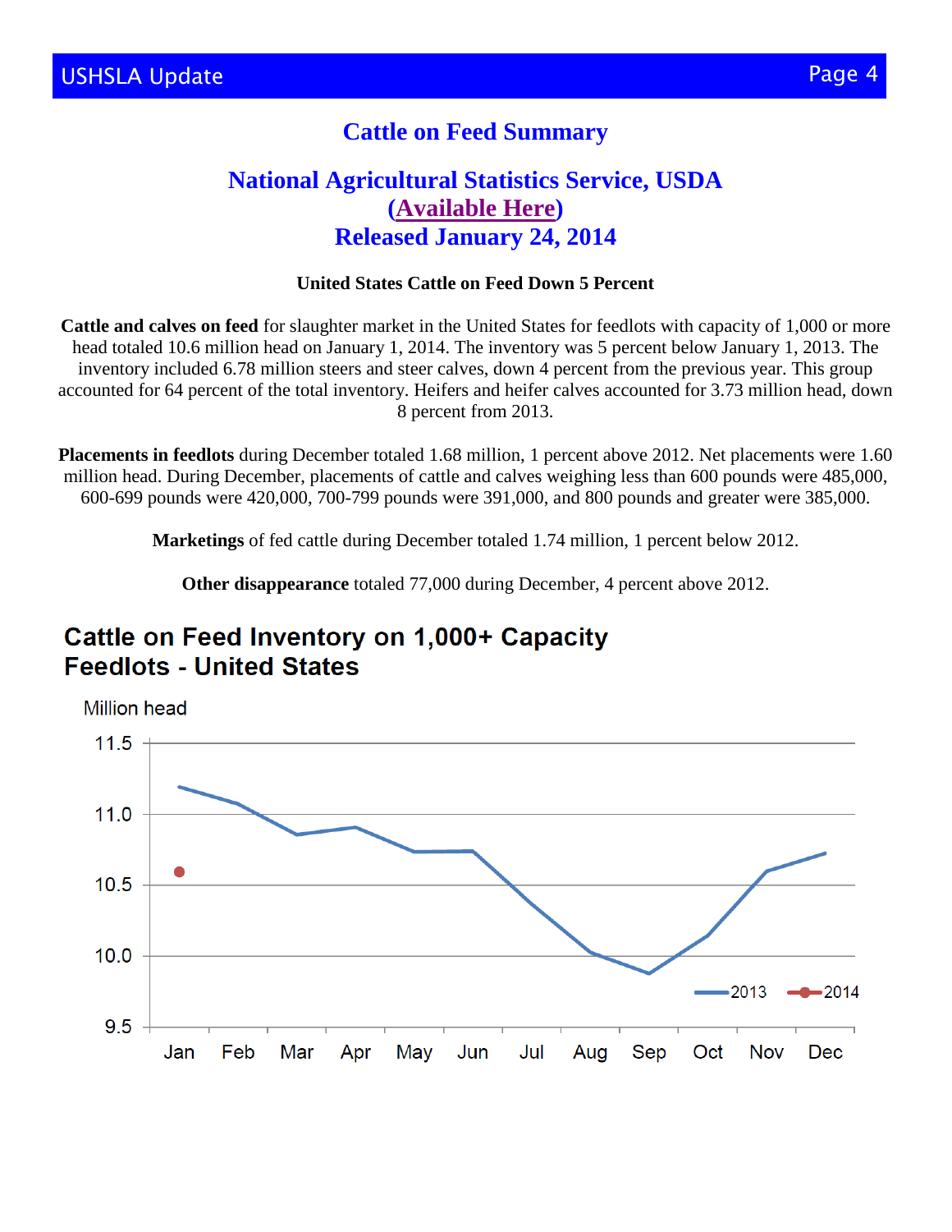# Cattle on Feed Summary

## National Agricultural Statistics Service, USDA
## (Available Here)
## Released January 24, 2014

**United States Cattle on Feed Down 5 Percent**

**Cattle and calves on feed** for slaughter market in the United States for feedlots with capacity of 1,000 or more head totaled 10.6 million head on January 1, 2014. The inventory was 5 percent below January 1, 2013. The inventory included 6.78 million steers and steer calves, down 4 percent from the previous year. This group accounted for 64 percent of the total inventory. Heifers and heifer calves accounted for 3.73 million head, down 8 percent from 2013.

**Placements in feedlots** during December totaled 1.68 million, 1 percent above 2012. Net placements were 1.60 million head. During December, placements of cattle and calves weighing less than 600 pounds were 485,000, 600-699 pounds were 420,000, 700-799 pounds were 391,000, and 800 pounds and greater were 385,000.

**Marketings** of fed cattle during December totaled 1.74 million, 1 percent below 2012.

**Other disappearance** totaled 77,000 during December, 4 percent above 2012.

**Cattle on Feed Inventory on 1,000+ Capacity Feedlots - United States**

Million head

(Line chart: 2013 and 2014 inventories by month, Jan–Dec; y-axis 9.5 to 11.5)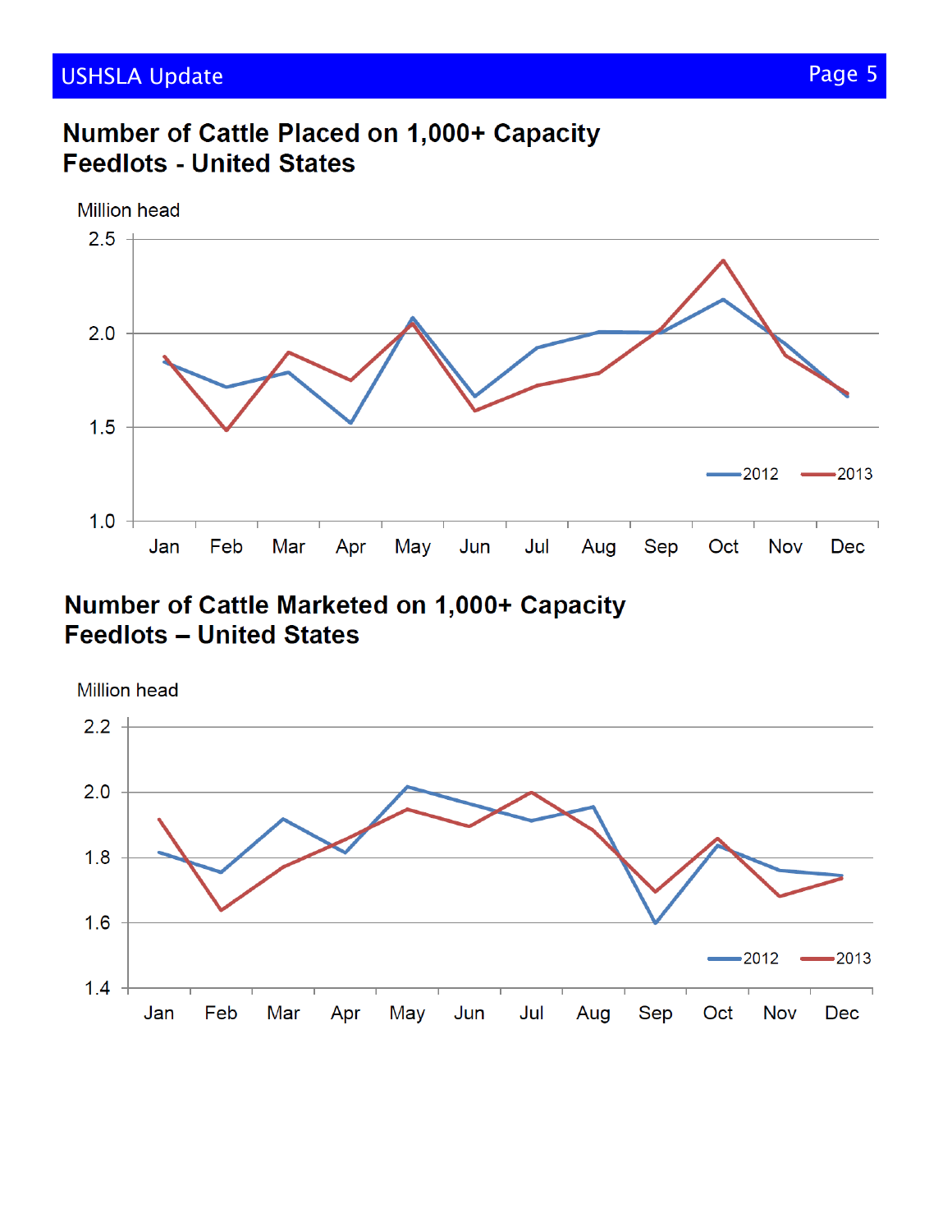## Number of Cattle Placed on 1,000+ Capacity Feedlots - United States

Million head

2.5
2.0
1.5
1.0

Jan Feb Mar Apr May Jun Jul Aug Sep Oct Nov Dec

2012 2013

## Number of Cattle Marketed on 1,000+ Capacity Feedlots – United States

Million head

2.2
2.0
1.8
1.6
1.4

Jan Feb Mar Apr May Jun Jul Aug Sep Oct Nov Dec

2012 2013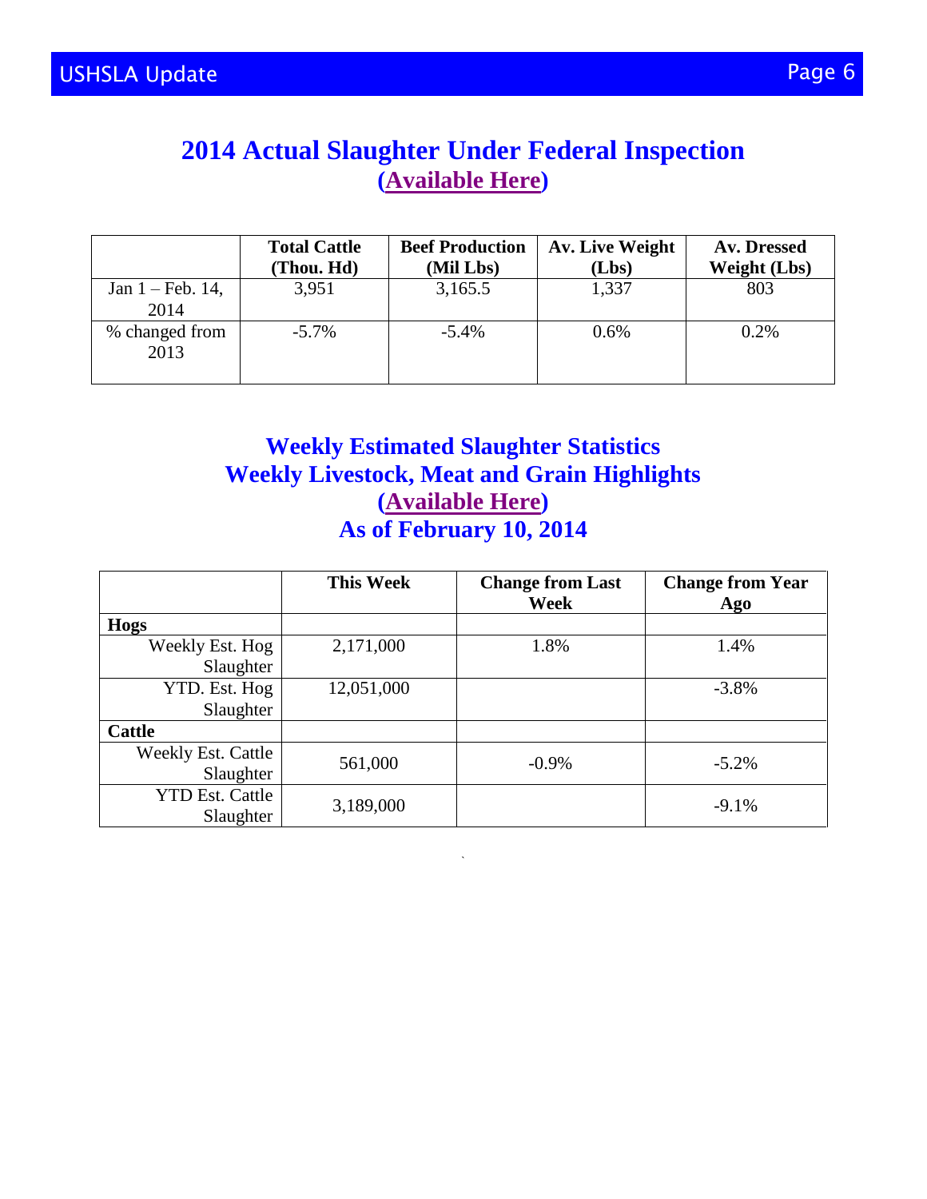## 2014 Actual Slaughter Under Federal Inspection
## (Available Here)

| | Total Cattle (Thou. Hd) | Beef Production (Mil Lbs) | Av. Live Weight (Lbs) | Av. Dressed Weight (Lbs) |
|---|---|---|---|---|
| Jan 1 – Feb. 14, 2014 | 3,951 | 3,165.5 | 1,337 | 803 |
| % changed from 2013 | -5.7% | -5.4% | 0.6% | 0.2% |

## Weekly Estimated Slaughter Statistics
## Weekly Livestock, Meat and Grain Highlights
## (Available Here)
## As of February 10, 2014

| | This Week | Change from Last Week | Change from Year Ago |
|---|---|---|---|
| **Hogs** | | | |
| Weekly Est. Hog Slaughter | 2,171,000 | 1.8% | 1.4% |
| YTD. Est. Hog Slaughter | 12,051,000 | | -3.8% |
| **Cattle** | | | |
| Weekly Est. Cattle Slaughter | 561,000 | -0.9% | -5.2% |
| YTD Est. Cattle Slaughter | 3,189,000 | | -9.1% |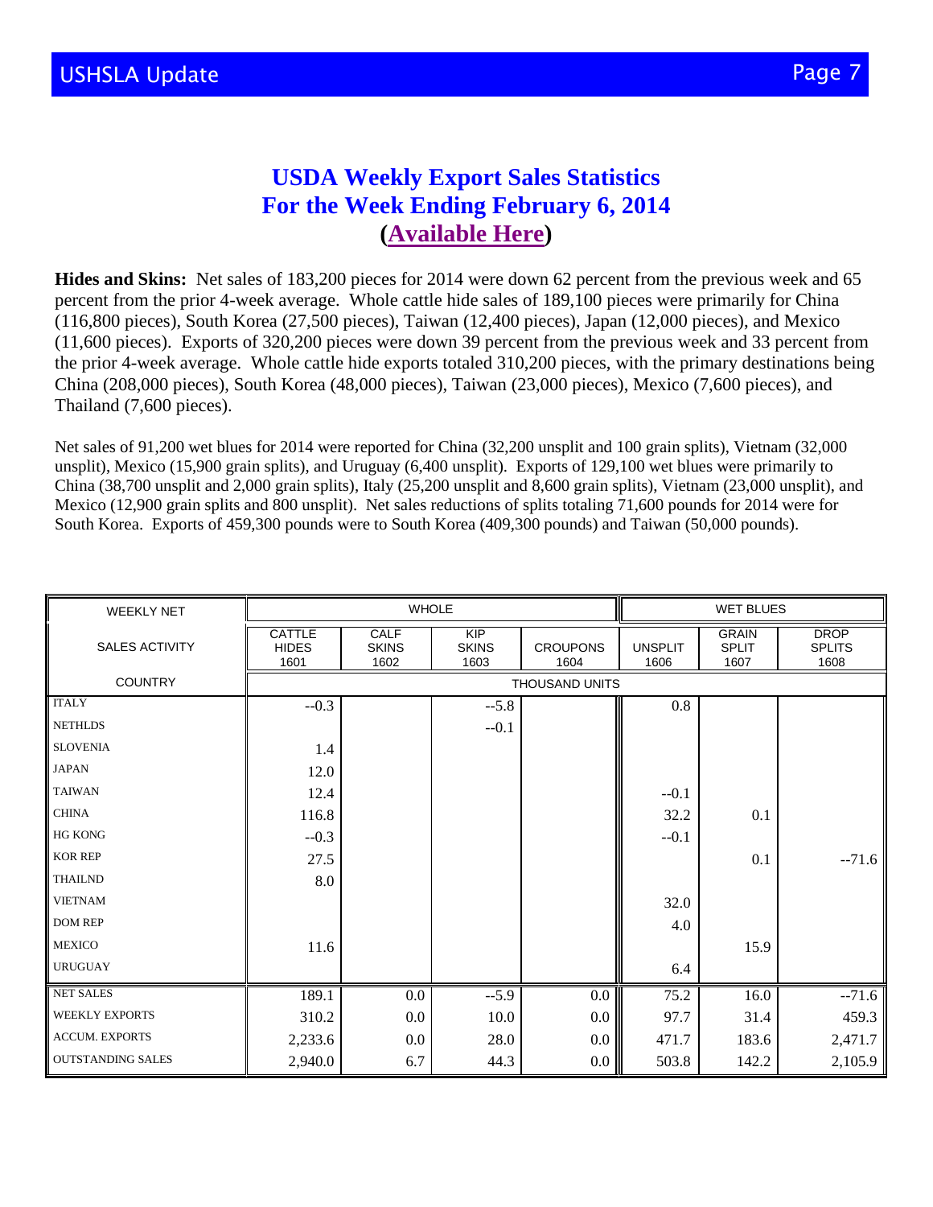# USDA Weekly Export Sales Statistics
# For the Week Ending February 6, 2014
# (Available Here)

**Hides and Skins:** Net sales of 183,200 pieces for 2014 were down 62 percent from the previous week and 65 percent from the prior 4-week average. Whole cattle hide sales of 189,100 pieces were primarily for China (116,800 pieces), South Korea (27,500 pieces), Taiwan (12,400 pieces), Japan (12,000 pieces), and Mexico (11,600 pieces). Exports of 320,200 pieces were down 39 percent from the previous week and 33 percent from the prior 4-week average. Whole cattle hide exports totaled 310,200 pieces, with the primary destinations being China (208,000 pieces), South Korea (48,000 pieces), Taiwan (23,000 pieces), Mexico (7,600 pieces), and Thailand (7,600 pieces).

Net sales of 91,200 wet blues for 2014 were reported for China (32,200 unsplit and 100 grain splits), Vietnam (32,000 unsplit), Mexico (15,900 grain splits), and Uruguay (6,400 unsplit). Exports of 129,100 wet blues were primarily to China (38,700 unsplit and 2,000 grain splits), Italy (25,200 unsplit and 8,600 grain splits), Vietnam (23,000 unsplit), and Mexico (12,900 grain splits and 800 unsplit). Net sales reductions of splits totaling 71,600 pounds for 2014 were for South Korea. Exports of 459,300 pounds were to South Korea (409,300 pounds) and Taiwan (50,000 pounds).

| WEEKLY NET | WHOLE | | | | WET BLUES | | |
|---|---|---|---|---|---|---|---|
| SALES ACTIVITY | CATTLE HIDES 1601 | CALF SKINS 1602 | KIP SKINS 1603 | CROUPONS 1604 | UNSPLIT 1606 | GRAIN SPLIT 1607 | DROP SPLITS 1608 |
| COUNTRY | THOUSAND UNITS | | | | | | |
| ITALY | --0.3 | | --5.8 | | 0.8 | | |
| NETHLDS | | | --0.1 | | | | |
| SLOVENIA | 1.4 | | | | | | |
| JAPAN | 12.0 | | | | | | |
| TAIWAN | 12.4 | | | | --0.1 | | |
| CHINA | 116.8 | | | | 32.2 | 0.1 | |
| HG KONG | --0.3 | | | | --0.1 | | |
| KOR REP | 27.5 | | | | | 0.1 | --71.6 |
| THAILND | 8.0 | | | | | | |
| VIETNAM | | | | | 32.0 | | |
| DOM REP | | | | | 4.0 | | |
| MEXICO | 11.6 | | | | | 15.9 | |
| URUGUAY | | | | | 6.4 | | |
| NET SALES | 189.1 | 0.0 | --5.9 | 0.0 | 75.2 | 16.0 | --71.6 |
| WEEKLY EXPORTS | 310.2 | 0.0 | 10.0 | 0.0 | 97.7 | 31.4 | 459.3 |
| ACCUM. EXPORTS | 2,233.6 | 0.0 | 28.0 | 0.0 | 471.7 | 183.6 | 2,471.7 |
| OUTSTANDING SALES | 2,940.0 | 6.7 | 44.3 | 0.0 | 503.8 | 142.2 | 2,105.9 |